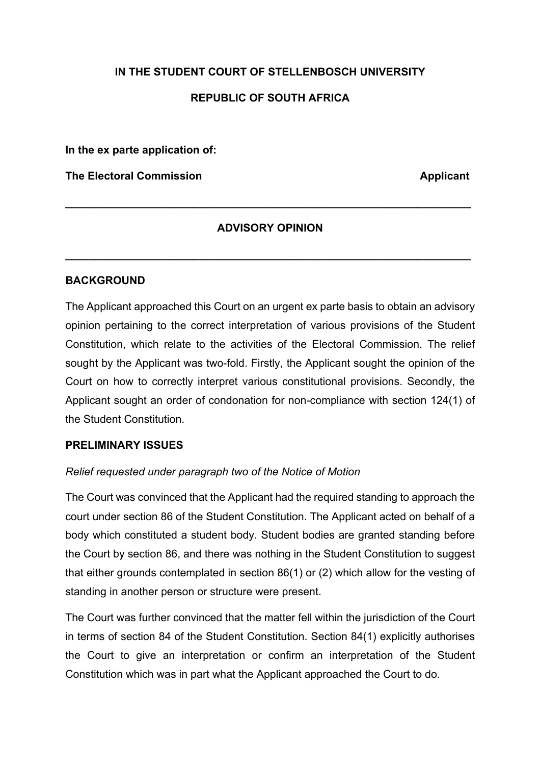**IN THE STUDENT COURT OF STELLENBOSCH UNIVERSITY**

**REPUBLIC OF SOUTH AFRICA**

**In the ex parte application of:**

**The Electoral Commission** **Applicant**

---

**ADVISORY OPINION**

---

## BACKGROUND

The Applicant approached this Court on an urgent ex parte basis to obtain an advisory opinion pertaining to the correct interpretation of various provisions of the Student Constitution, which relate to the activities of the Electoral Commission. The relief sought by the Applicant was two-fold. Firstly, the Applicant sought the opinion of the Court on how to correctly interpret various constitutional provisions. Secondly, the Applicant sought an order of condonation for non-compliance with section 124(1) of the Student Constitution.

## PRELIMINARY ISSUES

*Relief requested under paragraph two of the Notice of Motion*

The Court was convinced that the Applicant had the required standing to approach the court under section 86 of the Student Constitution. The Applicant acted on behalf of a body which constituted a student body. Student bodies are granted standing before the Court by section 86, and there was nothing in the Student Constitution to suggest that either grounds contemplated in section 86(1) or (2) which allow for the vesting of standing in another person or structure were present.

The Court was further convinced that the matter fell within the jurisdiction of the Court in terms of section 84 of the Student Constitution. Section 84(1) explicitly authorises the Court to give an interpretation or confirm an interpretation of the Student Constitution which was in part what the Applicant approached the Court to do.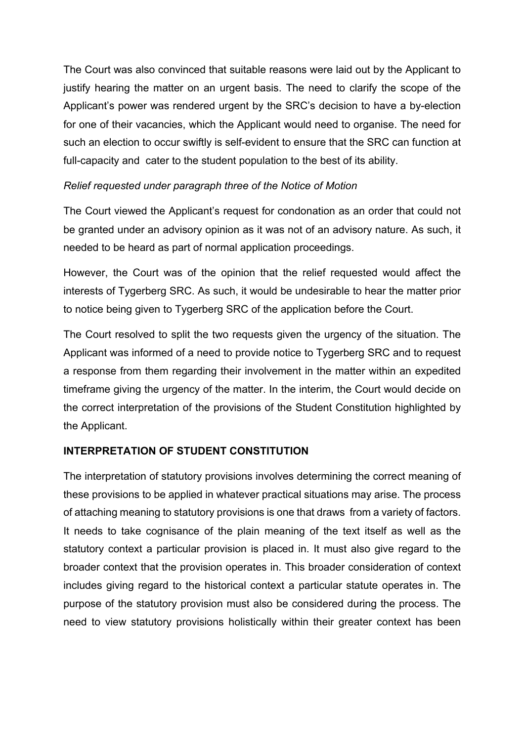The Court was also convinced that suitable reasons were laid out by the Applicant to justify hearing the matter on an urgent basis. The need to clarify the scope of the Applicant's power was rendered urgent by the SRC's decision to have a by-election for one of their vacancies, which the Applicant would need to organise. The need for such an election to occur swiftly is self-evident to ensure that the SRC can function at full-capacity and cater to the student population to the best of its ability.

*Relief requested under paragraph three of the Notice of Motion*

The Court viewed the Applicant's request for condonation as an order that could not be granted under an advisory opinion as it was not of an advisory nature. As such, it needed to be heard as part of normal application proceedings.

However, the Court was of the opinion that the relief requested would affect the interests of Tygerberg SRC. As such, it would be undesirable to hear the matter prior to notice being given to Tygerberg SRC of the application before the Court.

The Court resolved to split the two requests given the urgency of the situation. The Applicant was informed of a need to provide notice to Tygerberg SRC and to request a response from them regarding their involvement in the matter within an expedited timeframe giving the urgency of the matter. In the interim, the Court would decide on the correct interpretation of the provisions of the Student Constitution highlighted by the Applicant.

## INTERPRETATION OF STUDENT CONSTITUTION

The interpretation of statutory provisions involves determining the correct meaning of these provisions to be applied in whatever practical situations may arise. The process of attaching meaning to statutory provisions is one that draws from a variety of factors. It needs to take cognisance of the plain meaning of the text itself as well as the statutory context a particular provision is placed in. It must also give regard to the broader context that the provision operates in. This broader consideration of context includes giving regard to the historical context a particular statute operates in. The purpose of the statutory provision must also be considered during the process. The need to view statutory provisions holistically within their greater context has been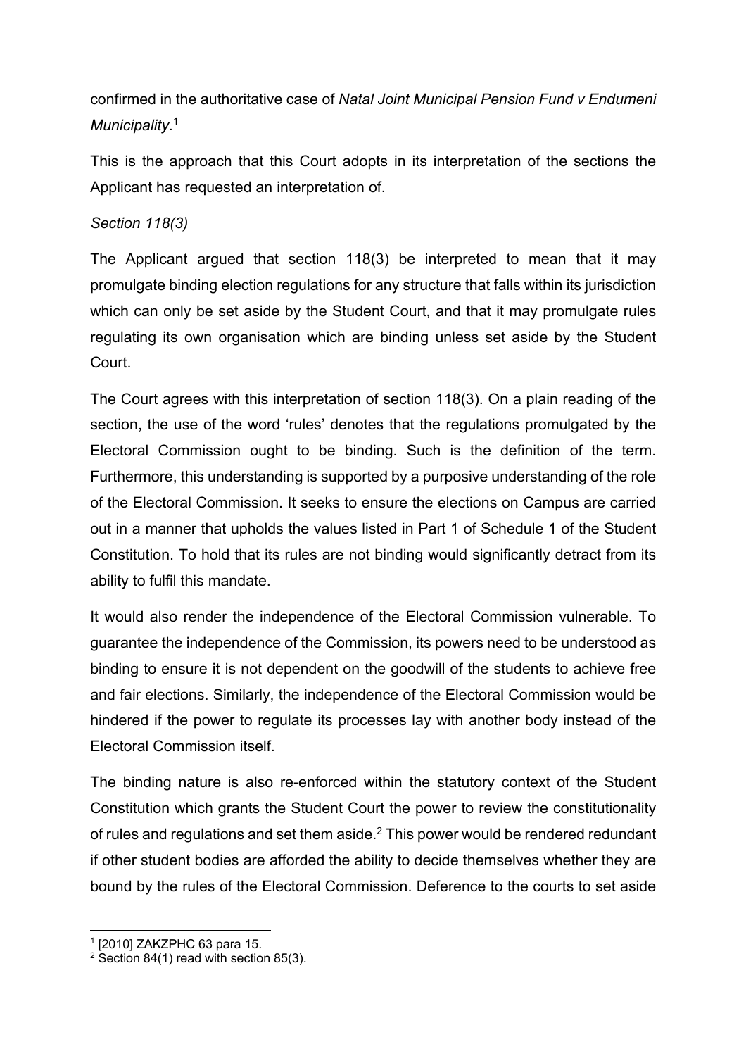confirmed in the authoritative case of *Natal Joint Municipal Pension Fund v Endumeni Municipality*.[1]

This is the approach that this Court adopts in its interpretation of the sections the Applicant has requested an interpretation of.

*Section 118(3)*

The Applicant argued that section 118(3) be interpreted to mean that it may promulgate binding election regulations for any structure that falls within its jurisdiction which can only be set aside by the Student Court, and that it may promulgate rules regulating its own organisation which are binding unless set aside by the Student Court.

The Court agrees with this interpretation of section 118(3). On a plain reading of the section, the use of the word 'rules' denotes that the regulations promulgated by the Electoral Commission ought to be binding. Such is the definition of the term. Furthermore, this understanding is supported by a purposive understanding of the role of the Electoral Commission. It seeks to ensure the elections on Campus are carried out in a manner that upholds the values listed in Part 1 of Schedule 1 of the Student Constitution. To hold that its rules are not binding would significantly detract from its ability to fulfil this mandate.

It would also render the independence of the Electoral Commission vulnerable. To guarantee the independence of the Commission, its powers need to be understood as binding to ensure it is not dependent on the goodwill of the students to achieve free and fair elections. Similarly, the independence of the Electoral Commission would be hindered if the power to regulate its processes lay with another body instead of the Electoral Commission itself.

The binding nature is also re-enforced within the statutory context of the Student Constitution which grants the Student Court the power to review the constitutionality of rules and regulations and set them aside.[2] This power would be rendered redundant if other student bodies are afforded the ability to decide themselves whether they are bound by the rules of the Electoral Commission. Deference to the courts to set aside

[1] [2010] ZAKZPHC 63 para 15.

[2] Section 84(1) read with section 85(3).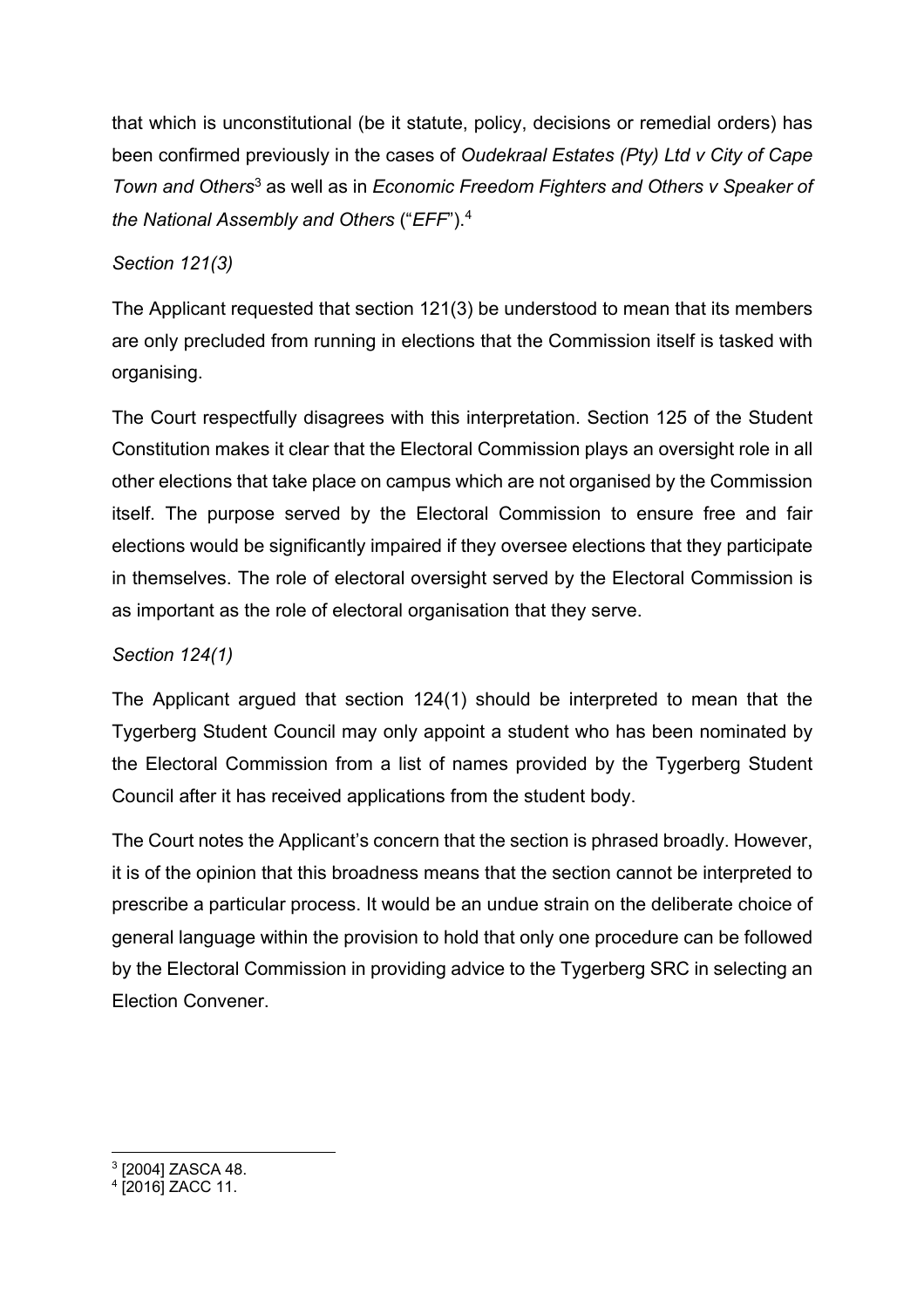that which is unconstitutional (be it statute, policy, decisions or remedial orders) has been confirmed previously in the cases of *Oudekraal Estates (Pty) Ltd v City of Cape Town and Others*[3] as well as in *Economic Freedom Fighters and Others v Speaker of the National Assembly and Others* ("*EFF*").[4]

*Section 121(3)*

The Applicant requested that section 121(3) be understood to mean that its members are only precluded from running in elections that the Commission itself is tasked with organising.

The Court respectfully disagrees with this interpretation. Section 125 of the Student Constitution makes it clear that the Electoral Commission plays an oversight role in all other elections that take place on campus which are not organised by the Commission itself. The purpose served by the Electoral Commission to ensure free and fair elections would be significantly impaired if they oversee elections that they participate in themselves. The role of electoral oversight served by the Electoral Commission is as important as the role of electoral organisation that they serve.

*Section 124(1)*

The Applicant argued that section 124(1) should be interpreted to mean that the Tygerberg Student Council may only appoint a student who has been nominated by the Electoral Commission from a list of names provided by the Tygerberg Student Council after it has received applications from the student body.

The Court notes the Applicant's concern that the section is phrased broadly. However, it is of the opinion that this broadness means that the section cannot be interpreted to prescribe a particular process. It would be an undue strain on the deliberate choice of general language within the provision to hold that only one procedure can be followed by the Electoral Commission in providing advice to the Tygerberg SRC in selecting an Election Convener.

---

[3] [2004] ZASCA 48.

[4] [2016] ZACC 11.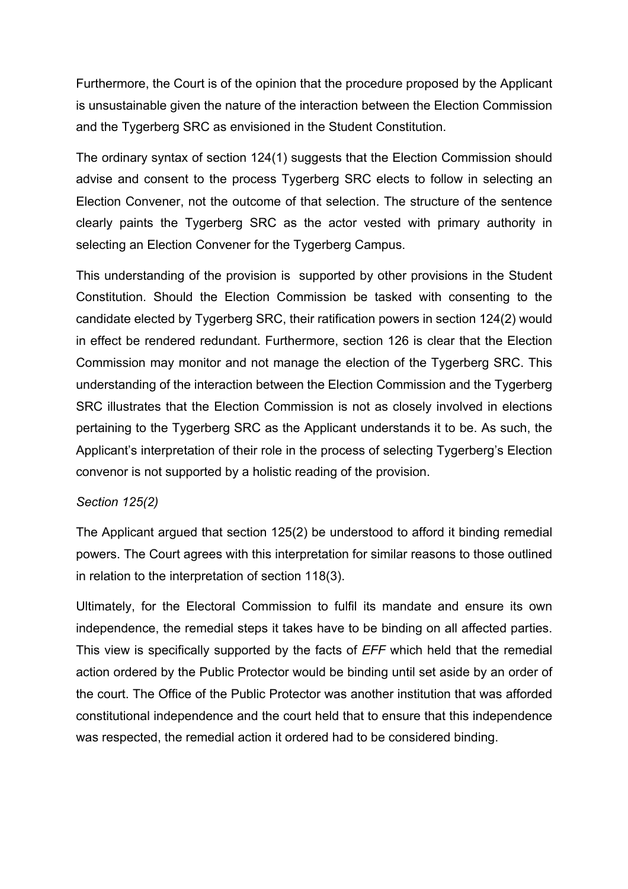Furthermore, the Court is of the opinion that the procedure proposed by the Applicant is unsustainable given the nature of the interaction between the Election Commission and the Tygerberg SRC as envisioned in the Student Constitution.

The ordinary syntax of section 124(1) suggests that the Election Commission should advise and consent to the process Tygerberg SRC elects to follow in selecting an Election Convener, not the outcome of that selection. The structure of the sentence clearly paints the Tygerberg SRC as the actor vested with primary authority in selecting an Election Convener for the Tygerberg Campus.

This understanding of the provision is supported by other provisions in the Student Constitution. Should the Election Commission be tasked with consenting to the candidate elected by Tygerberg SRC, their ratification powers in section 124(2) would in effect be rendered redundant. Furthermore, section 126 is clear that the Election Commission may monitor and not manage the election of the Tygerberg SRC. This understanding of the interaction between the Election Commission and the Tygerberg SRC illustrates that the Election Commission is not as closely involved in elections pertaining to the Tygerberg SRC as the Applicant understands it to be. As such, the Applicant's interpretation of their role in the process of selecting Tygerberg's Election convenor is not supported by a holistic reading of the provision.

*Section 125(2)*

The Applicant argued that section 125(2) be understood to afford it binding remedial powers. The Court agrees with this interpretation for similar reasons to those outlined in relation to the interpretation of section 118(3).

Ultimately, for the Electoral Commission to fulfil its mandate and ensure its own independence, the remedial steps it takes have to be binding on all affected parties. This view is specifically supported by the facts of *EFF* which held that the remedial action ordered by the Public Protector would be binding until set aside by an order of the court. The Office of the Public Protector was another institution that was afforded constitutional independence and the court held that to ensure that this independence was respected, the remedial action it ordered had to be considered binding.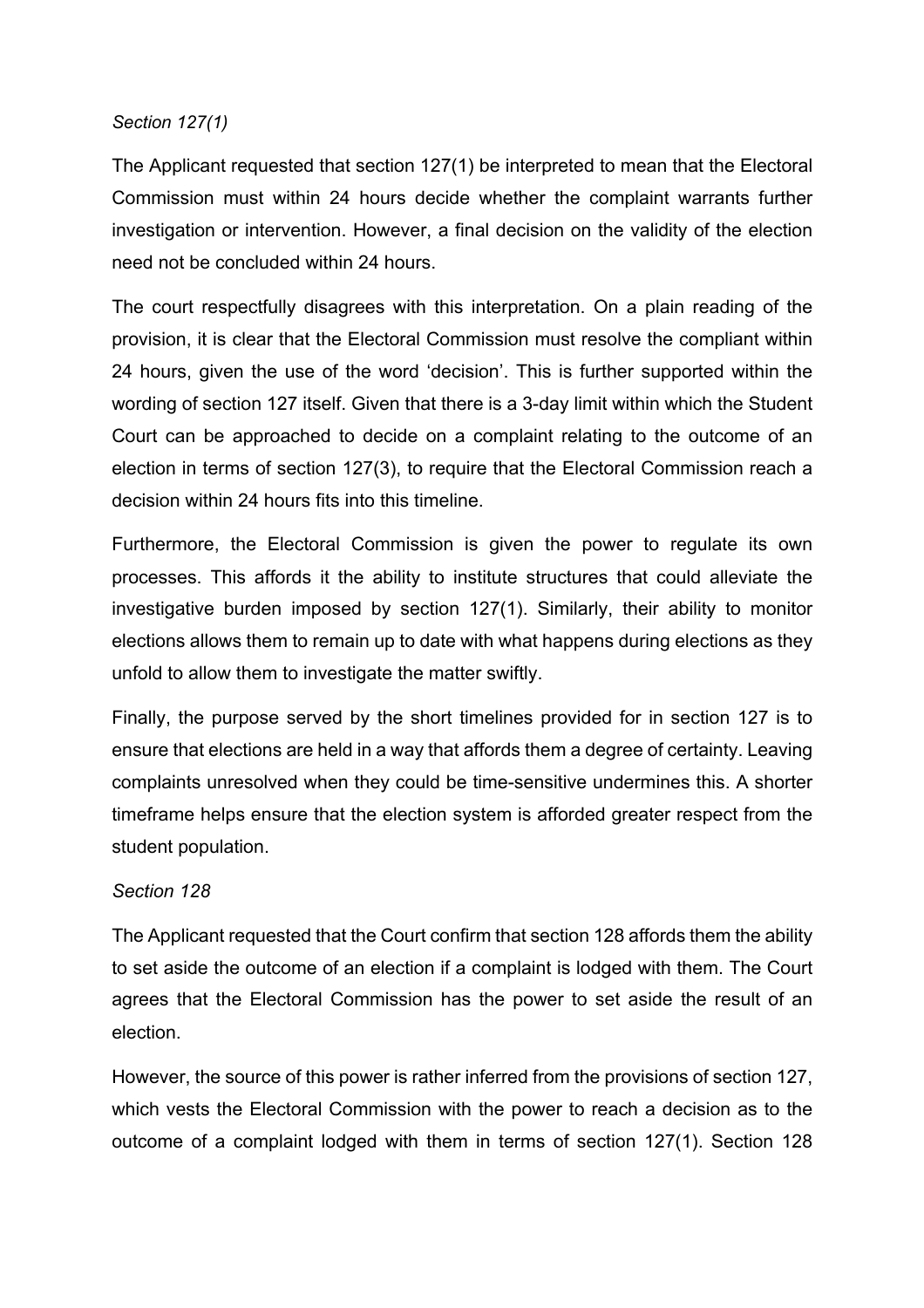*Section 127(1)*

The Applicant requested that section 127(1) be interpreted to mean that the Electoral Commission must within 24 hours decide whether the complaint warrants further investigation or intervention. However, a final decision on the validity of the election need not be concluded within 24 hours.

The court respectfully disagrees with this interpretation. On a plain reading of the provision, it is clear that the Electoral Commission must resolve the compliant within 24 hours, given the use of the word 'decision'. This is further supported within the wording of section 127 itself. Given that there is a 3-day limit within which the Student Court can be approached to decide on a complaint relating to the outcome of an election in terms of section 127(3), to require that the Electoral Commission reach a decision within 24 hours fits into this timeline.

Furthermore, the Electoral Commission is given the power to regulate its own processes. This affords it the ability to institute structures that could alleviate the investigative burden imposed by section 127(1). Similarly, their ability to monitor elections allows them to remain up to date with what happens during elections as they unfold to allow them to investigate the matter swiftly.

Finally, the purpose served by the short timelines provided for in section 127 is to ensure that elections are held in a way that affords them a degree of certainty. Leaving complaints unresolved when they could be time-sensitive undermines this. A shorter timeframe helps ensure that the election system is afforded greater respect from the student population.

*Section 128*

The Applicant requested that the Court confirm that section 128 affords them the ability to set aside the outcome of an election if a complaint is lodged with them. The Court agrees that the Electoral Commission has the power to set aside the result of an election.

However, the source of this power is rather inferred from the provisions of section 127, which vests the Electoral Commission with the power to reach a decision as to the outcome of a complaint lodged with them in terms of section 127(1). Section 128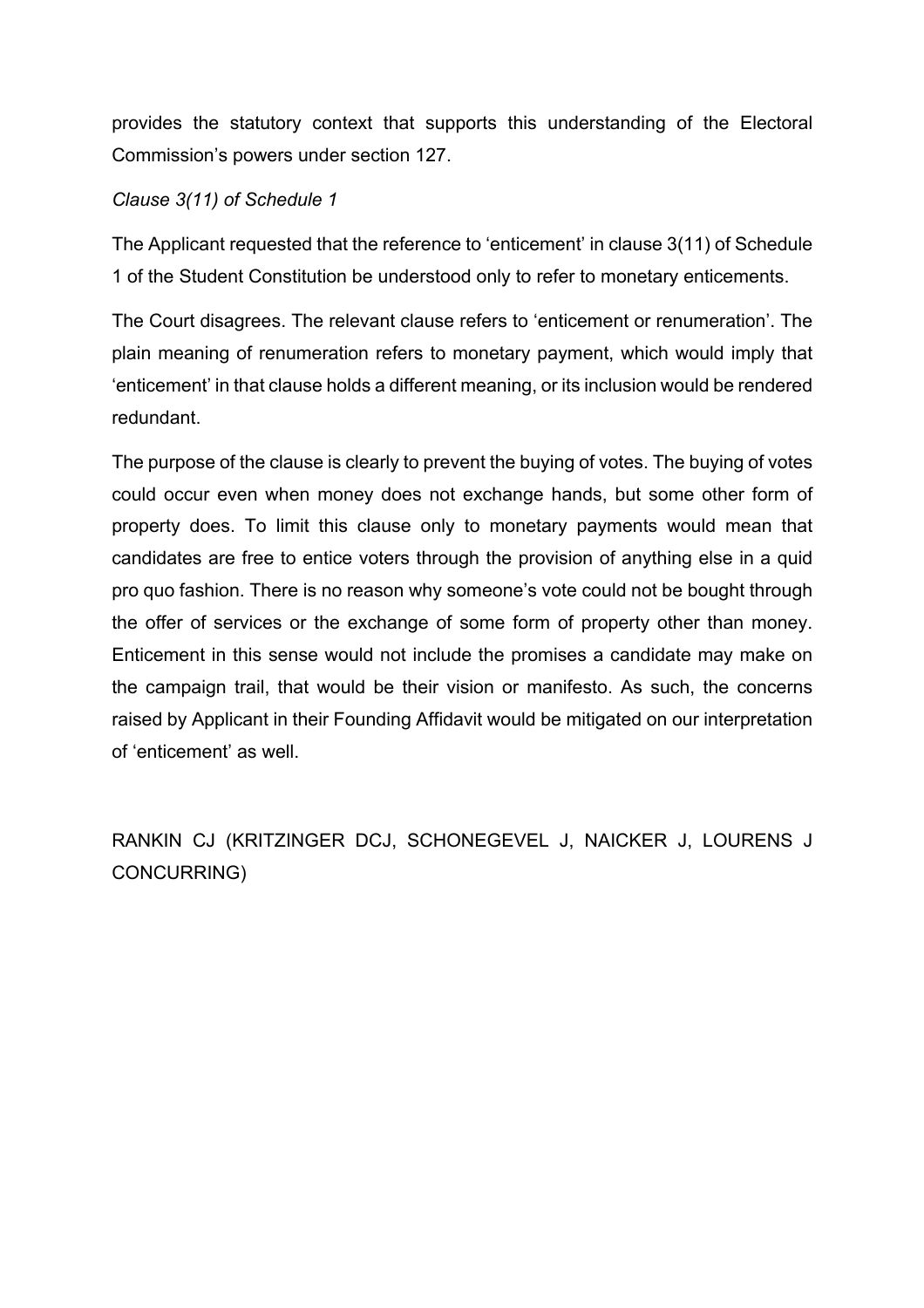provides the statutory context that supports this understanding of the Electoral Commission's powers under section 127.

*Clause 3(11) of Schedule 1*

The Applicant requested that the reference to 'enticement' in clause 3(11) of Schedule 1 of the Student Constitution be understood only to refer to monetary enticements.

The Court disagrees. The relevant clause refers to 'enticement or renumeration'. The plain meaning of renumeration refers to monetary payment, which would imply that 'enticement' in that clause holds a different meaning, or its inclusion would be rendered redundant.

The purpose of the clause is clearly to prevent the buying of votes. The buying of votes could occur even when money does not exchange hands, but some other form of property does. To limit this clause only to monetary payments would mean that candidates are free to entice voters through the provision of anything else in a quid pro quo fashion. There is no reason why someone's vote could not be bought through the offer of services or the exchange of some form of property other than money. Enticement in this sense would not include the promises a candidate may make on the campaign trail, that would be their vision or manifesto. As such, the concerns raised by Applicant in their Founding Affidavit would be mitigated on our interpretation of 'enticement' as well.

RANKIN CJ (KRITZINGER DCJ, SCHONEGEVEL J, NAICKER J, LOURENS J CONCURRING)